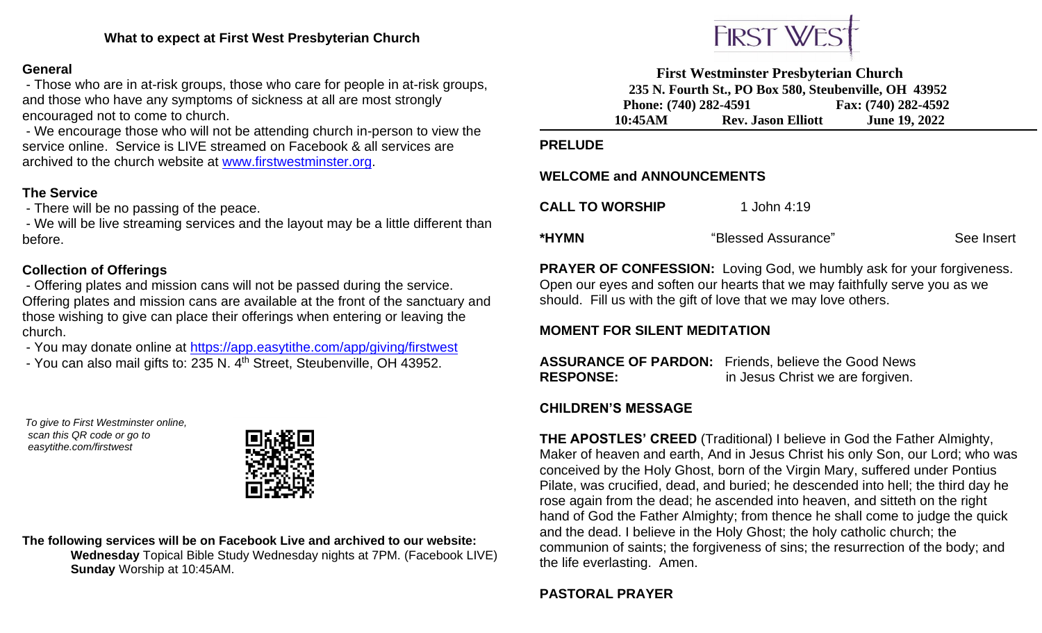## What to expect at First West Presbyterian Church

### General

- Those who are in at-risk groups, those who care for people in at-risk groups, and those who have any symptoms of sickness at all are most strongly encouraged not to come to church.
- We encourage those who will not be attending church in-person to view the service online. Service is LIVE streamed on Facebook & all services are archived to the church website at www.firstwestminster.org.

### The Service

- There will be no passing of the peace.
- We will be live streaming services and the layout may be a little different than before.

### Collection of Offerings

- Offering plates and mission cans will not be passed during the service. Offering plates and mission cans are available at the front of the sanctuary and those wishing to give can place their offerings when entering or leaving the church.
- You may donate online at https://app.easytithe.com/app/giving/firstwest
- You can also mail gifts to: 235 N. 4th Street, Steubenville, OH 43952.

*To give to First Westminster online, scan this QR code or go to easytithe.com/firstwest*

**The following services will be on Facebook Live and archived to our website:**

**Wednesday** Topical Bible Study Wednesday nights at 7PM. (Facebook LIVE)
**Sunday** Worship at 10:45AM.

FIRST WEST

**First Westminster Presbyterian Church**
**235 N. Fourth St., PO Box 580, Steubenville, OH 43952**
**Phone: (740) 282-4591 Fax: (740) 282-4592**
**10:45AM Rev. Jason Elliott June 19, 2022**

**PRELUDE**

**WELCOME and ANNOUNCEMENTS**

**CALL TO WORSHIP** 1 John 4:19

**\*HYMN** "Blessed Assurance" See Insert

**PRAYER OF CONFESSION:** Loving God, we humbly ask for your forgiveness. Open our eyes and soften our hearts that we may faithfully serve you as we should. Fill us with the gift of love that we may love others.

**MOMENT FOR SILENT MEDITATION**

**ASSURANCE OF PARDON:** Friends, believe the Good News
**RESPONSE:** in Jesus Christ we are forgiven.

**CHILDREN'S MESSAGE**

**THE APOSTLES' CREED** (Traditional) I believe in God the Father Almighty, Maker of heaven and earth, And in Jesus Christ his only Son, our Lord; who was conceived by the Holy Ghost, born of the Virgin Mary, suffered under Pontius Pilate, was crucified, dead, and buried; he descended into hell; the third day he rose again from the dead; he ascended into heaven, and sitteth on the right hand of God the Father Almighty; from thence he shall come to judge the quick and the dead. I believe in the Holy Ghost; the holy catholic church; the communion of saints; the forgiveness of sins; the resurrection of the body; and the life everlasting. Amen.

**PASTORAL PRAYER**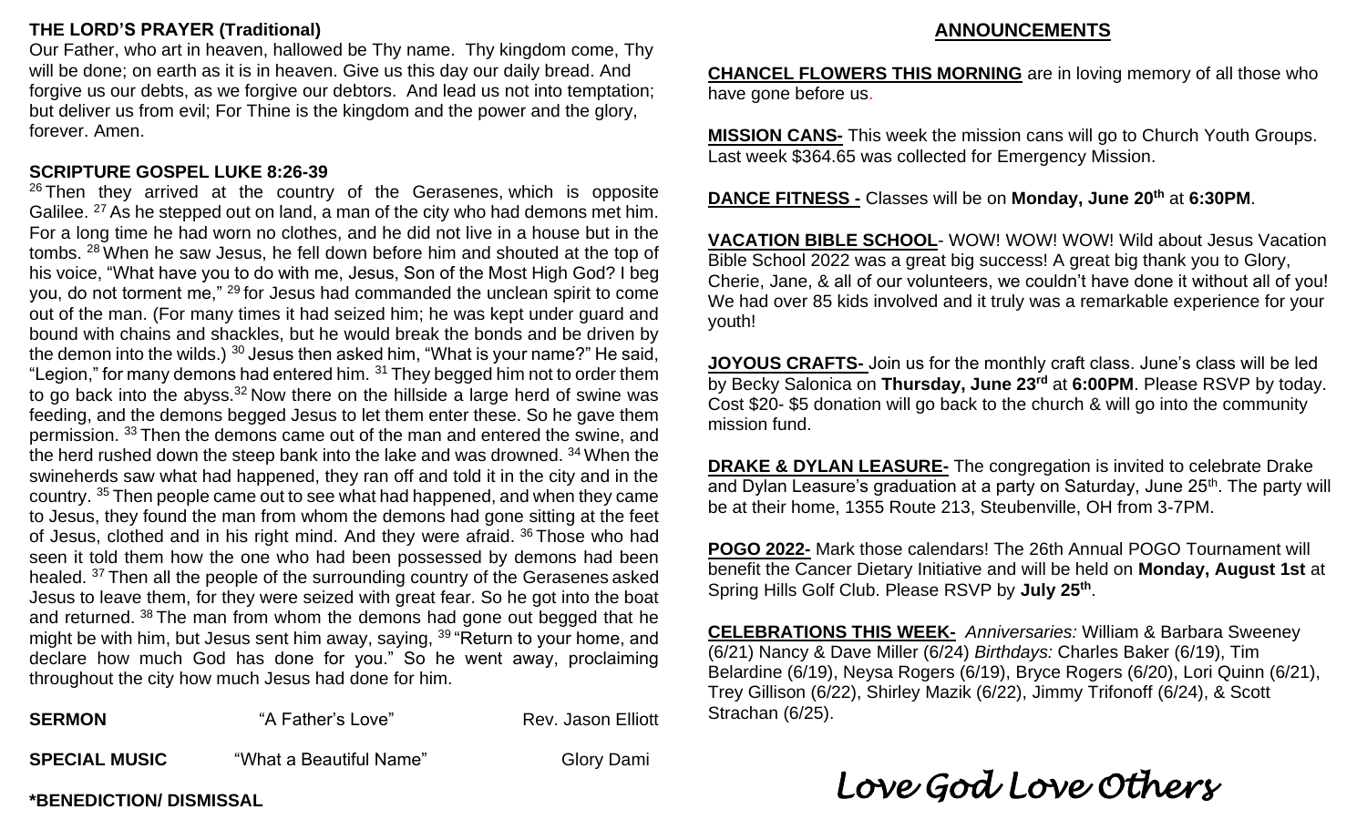**THE LORD'S PRAYER (Traditional)**

Our Father, who art in heaven, hallowed be Thy name. Thy kingdom come, Thy will be done; on earth as it is in heaven. Give us this day our daily bread. And forgive us our debts, as we forgive our debtors. And lead us not into temptation; but deliver us from evil; For Thine is the kingdom and the power and the glory, forever. Amen.

**SCRIPTURE GOSPEL LUKE 8:26-39**

[26] Then they arrived at the country of the Gerasenes, which is opposite Galilee. [27] As he stepped out on land, a man of the city who had demons met him. For a long time he had worn no clothes, and he did not live in a house but in the tombs. [28] When he saw Jesus, he fell down before him and shouted at the top of his voice, "What have you to do with me, Jesus, Son of the Most High God? I beg you, do not torment me," [29] for Jesus had commanded the unclean spirit to come out of the man. (For many times it had seized him; he was kept under guard and bound with chains and shackles, but he would break the bonds and be driven by the demon into the wilds.) [30] Jesus then asked him, "What is your name?" He said, "Legion," for many demons had entered him. [31] They begged him not to order them to go back into the abyss.[32] Now there on the hillside a large herd of swine was feeding, and the demons begged Jesus to let them enter these. So he gave them permission. [33] Then the demons came out of the man and entered the swine, and the herd rushed down the steep bank into the lake and was drowned. [34] When the swineherds saw what had happened, they ran off and told it in the city and in the country. [35] Then people came out to see what had happened, and when they came to Jesus, they found the man from whom the demons had gone sitting at the feet of Jesus, clothed and in his right mind. And they were afraid. [36] Those who had seen it told them how the one who had been possessed by demons had been healed. [37] Then all the people of the surrounding country of the Gerasenes asked Jesus to leave them, for they were seized with great fear. So he got into the boat and returned. [38] The man from whom the demons had gone out begged that he might be with him, but Jesus sent him away, saying, [39] "Return to your home, and declare how much God has done for you." So he went away, proclaiming throughout the city how much Jesus had done for him.

**SERMON** "A Father's Love" Rev. Jason Elliott

**SPECIAL MUSIC** "What a Beautiful Name" Glory Dami

**\*BENEDICTION/ DISMISSAL**

## ANNOUNCEMENTS

**CHANCEL FLOWERS THIS MORNING** are in loving memory of all those who have gone before us.

**MISSION CANS-** This week the mission cans will go to Church Youth Groups. Last week $364.65 was collected for Emergency Mission.

**DANCE FITNESS -** Classes will be on **Monday, June 20th** at **6:30PM**.

**VACATION BIBLE SCHOOL**- WOW! WOW! WOW! Wild about Jesus Vacation Bible School 2022 was a great big success! A great big thank you to Glory, Cherie, Jane, & all of our volunteers, we couldn't have done it without all of you! We had over 85 kids involved and it truly was a remarkable experience for your youth!

**JOYOUS CRAFTS-** Join us for the monthly craft class. June's class will be led by Becky Salonica on **Thursday, June 23rd** at **6:00PM**. Please RSVP by today. Cost $20- $5 donation will go back to the church & will go into the community mission fund.

**DRAKE & DYLAN LEASURE-** The congregation is invited to celebrate Drake and Dylan Leasure's graduation at a party on Saturday, June 25th. The party will be at their home, 1355 Route 213, Steubenville, OH from 3-7PM.

**POGO 2022-** Mark those calendars! The 26th Annual POGO Tournament will benefit the Cancer Dietary Initiative and will be held on **Monday, August 1st** at Spring Hills Golf Club. Please RSVP by **July 25th**.

**CELEBRATIONS THIS WEEK-** *Anniversaries:* William & Barbara Sweeney (6/21) Nancy & Dave Miller (6/24) *Birthdays:* Charles Baker (6/19), Tim Belardine (6/19), Neysa Rogers (6/19), Bryce Rogers (6/20), Lori Quinn (6/21), Trey Gillison (6/22), Shirley Mazik (6/22), Jimmy Trifonoff (6/24), & Scott Strachan (6/25).

*Love God Love Others*